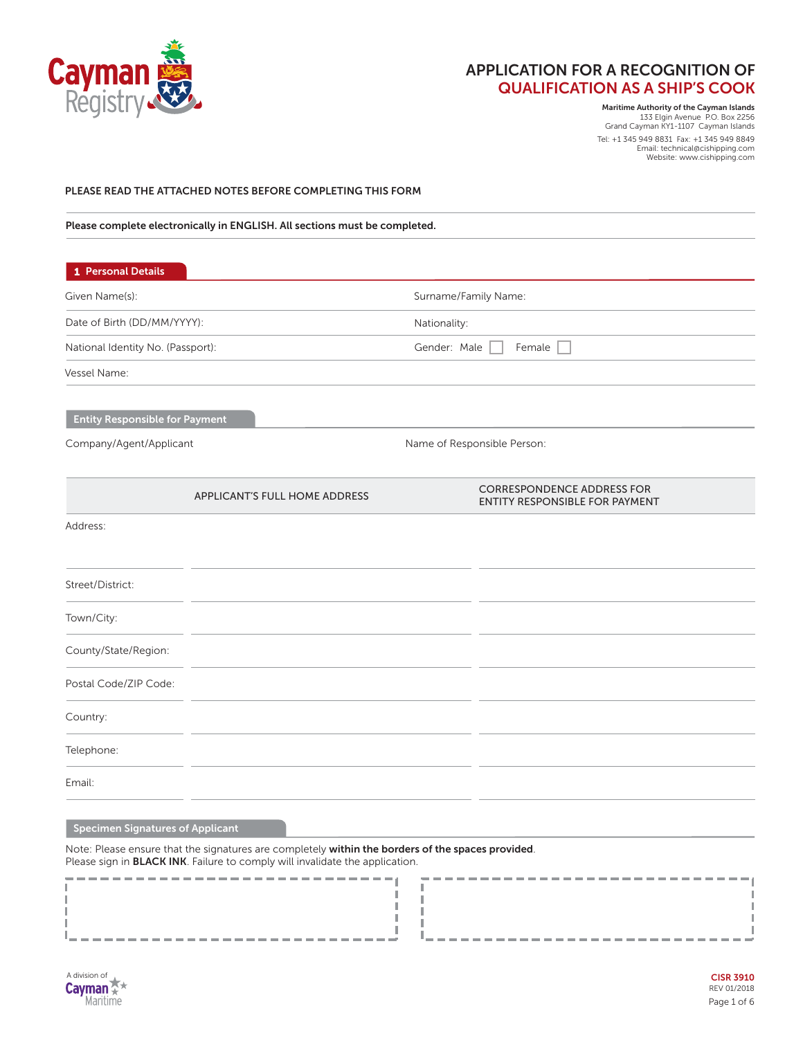# APPLICATION FOR A RECOGNITION OF QUALIFICATION AS A SHIP'S COOK

**Maritime Authority of the Cayman Islands**
133 Elgin Avenue P.O. Box 2256
Grand Cayman KY1-1107 Cayman Islands
Tel: +1 345 949 8831 Fax: +1 345 949 8849
Email: technical@cishipping.com
Website: www.cishipping.com

**PLEASE READ THE ATTACHED NOTES BEFORE COMPLETING THIS FORM**

**Please complete electronically in ENGLISH. All sections must be completed.**

## 1 Personal Details

| | |
|---|---|
| Given Name(s): | Surname/Family Name: |
| Date of Birth (DD/MM/YYYY): | Nationality: |
| National Identity No. (Passport): | Gender: Male ☐ Female ☐ |
| Vessel Name: | |

### Entity Responsible for Payment

| | |
|---|---|
| Company/Agent/Applicant | Name of Responsible Person: |

| | APPLICANT'S FULL HOME ADDRESS | CORRESPONDENCE ADDRESS FOR ENTITY RESPONSIBLE FOR PAYMENT |
|---|---|---|
| Address: | | |
| Street/District: | | |
| Town/City: | | |
| County/State/Region: | | |
| Postal Code/ZIP Code: | | |
| Country: | | |
| Telephone: | | |
| Email: | | |

### Specimen Signatures of Applicant

Note: Please ensure that the signatures are completely **within the borders of the spaces provided**.
Please sign in **BLACK INK**. Failure to comply will invalidate the application.

CISR 3910
REV 01/2018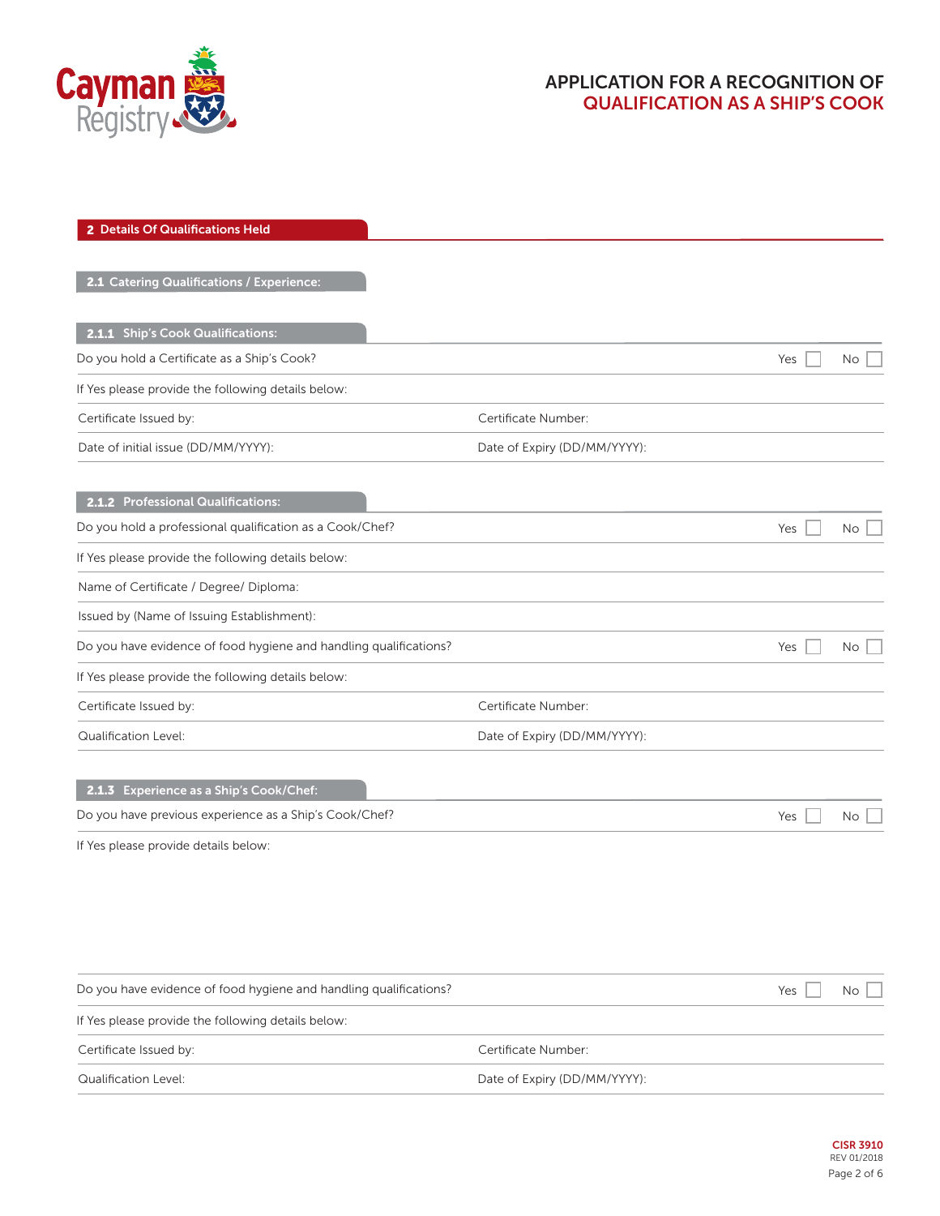# APPLICATION FOR A RECOGNITION OF QUALIFICATION AS A SHIP'S COOK

## 2 Details Of Qualifications Held

### 2.1 Catering Qualifications / Experience:

#### 2.1.1 Ship's Cook Qualifications:

Do you hold a Certificate as a Ship's Cook? Yes ☐ No ☐

If Yes please provide the following details below:

| | |
|---|---|
| Certificate Issued by: | Certificate Number: |
| Date of initial issue (DD/MM/YYYY): | Date of Expiry (DD/MM/YYYY): |

#### 2.1.2 Professional Qualifications:

Do you hold a professional qualification as a Cook/Chef? Yes ☐ No ☐

If Yes please provide the following details below:

Name of Certificate / Degree/ Diploma:

Issued by (Name of Issuing Establishment):

Do you have evidence of food hygiene and handling qualifications? Yes ☐ No ☐

If Yes please provide the following details below:

| | |
|---|---|
| Certificate Issued by: | Certificate Number: |
| Qualification Level: | Date of Expiry (DD/MM/YYYY): |

#### 2.1.3 Experience as a Ship's Cook/Chef:

Do you have previous experience as a Ship's Cook/Chef? Yes ☐ No ☐

If Yes please provide details below:

Do you have evidence of food hygiene and handling qualifications? Yes ☐ No ☐

If Yes please provide the following details below:

| | |
|---|---|
| Certificate Issued by: | Certificate Number: |
| Qualification Level: | Date of Expiry (DD/MM/YYYY): |

CISR 3910
REV 01/2018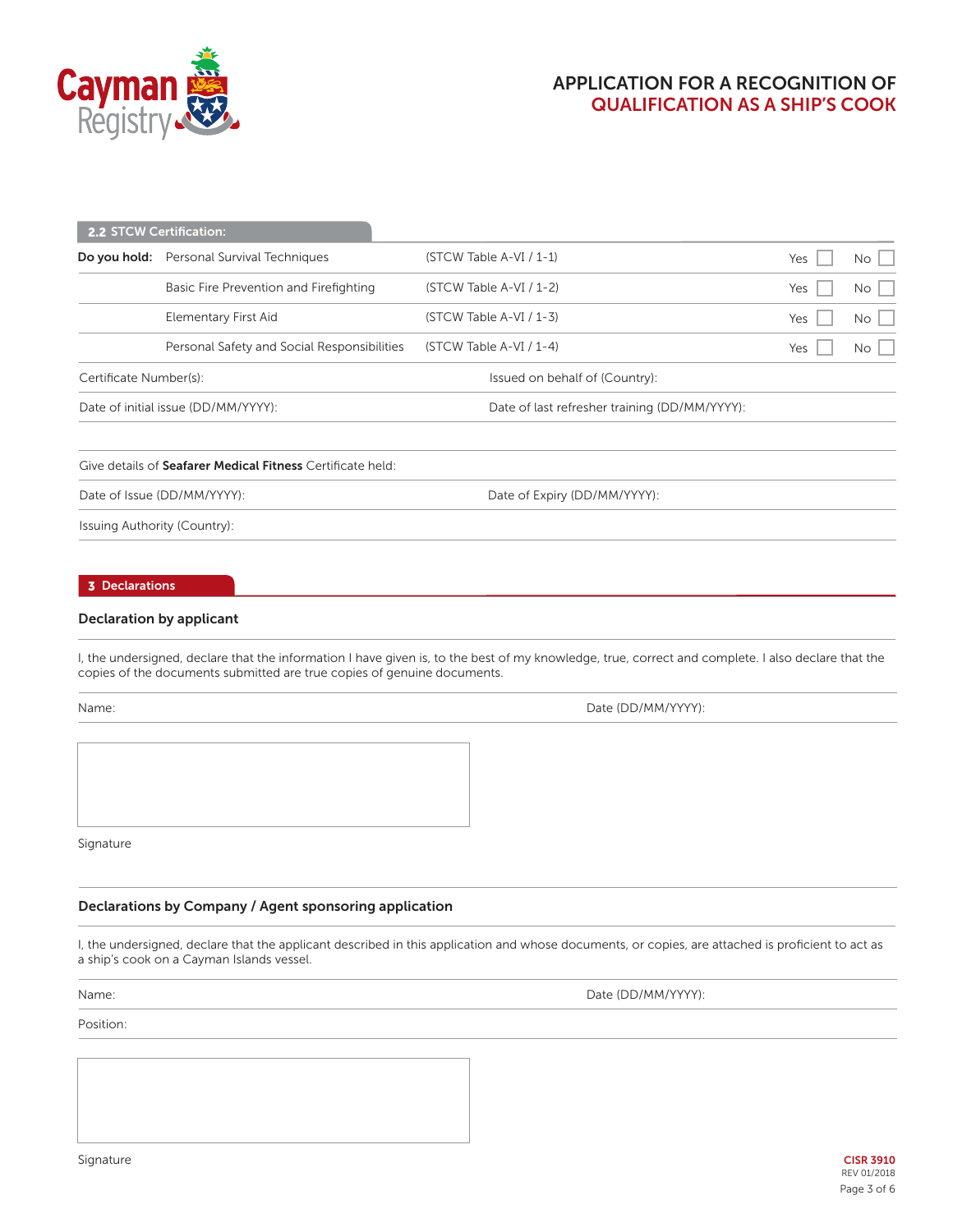# APPLICATION FOR A RECOGNITION OF QUALIFICATION AS A SHIP'S COOK

## 2.2 STCW Certification:

| Do you hold: | | | | |
|---|---|---|---|---|
| | Personal Survival Techniques | (STCW Table A-VI / 1-1) | Yes ☐ | No ☐ |
| | Basic Fire Prevention and Firefighting | (STCW Table A-VI / 1-2) | Yes ☐ | No ☐ |
| | Elementary First Aid | (STCW Table A-VI / 1-3) | Yes ☐ | No ☐ |
| | Personal Safety and Social Responsibilities | (STCW Table A-VI / 1-4) | Yes ☐ | No ☐ |

Certificate Number(s):

Issued on behalf of (Country):

Date of initial issue (DD/MM/YYYY):

Date of last refresher training (DD/MM/YYYY):

Give details of **Seafarer Medical Fitness** Certificate held:

Date of Issue (DD/MM/YYYY):

Date of Expiry (DD/MM/YYYY):

Issuing Authority (Country):

## 3 Declarations

### Declaration by applicant

I, the undersigned, declare that the information I have given is, to the best of my knowledge, true, correct and complete. I also declare that the copies of the documents submitted are true copies of genuine documents.

Name:

Date (DD/MM/YYYY):

Signature

### Declarations by Company / Agent sponsoring application

I, the undersigned, declare that the applicant described in this application and whose documents, or copies, are attached is proficient to act as a ship's cook on a Cayman Islands vessel.

Name:

Date (DD/MM/YYYY):

Position:

Signature

CISR 3910
REV 01/2018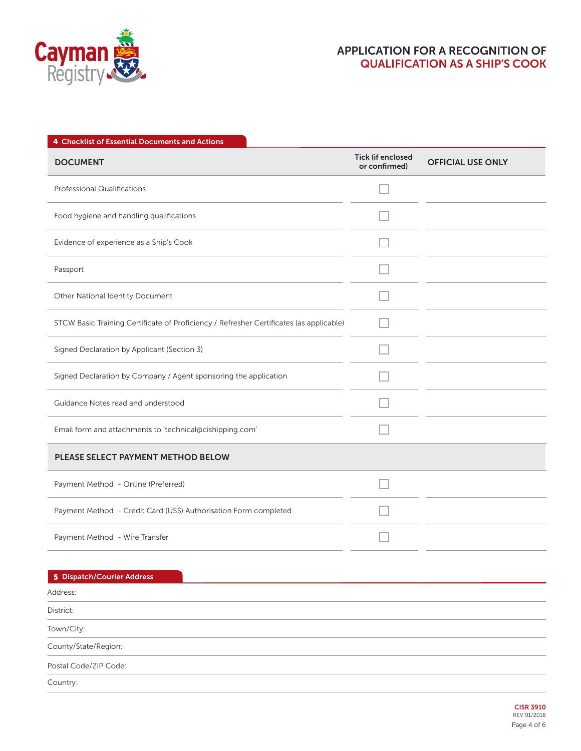# APPLICATION FOR A RECOGNITION OF QUALIFICATION AS A SHIP'S COOK

## 4 Checklist of Essential Documents and Actions

| DOCUMENT | Tick (if enclosed or confirmed) | OFFICIAL USE ONLY |
|---|---|---|
| Professional Qualifications | ☐ | |
| Food hygiene and handling qualifications | ☐ | |
| Evidence of experience as a Ship's Cook | ☐ | |
| Passport | ☐ | |
| Other National Identity Document | ☐ | |
| STCW Basic Training Certificate of Proficiency / Refresher Certificates (as applicable) | ☐ | |
| Signed Declaration by Applicant (Section 3) | ☐ | |
| Signed Declaration by Company / Agent sponsoring the application | ☐ | |
| Guidance Notes read and understood | ☐ | |
| Email form and attachments to 'technical@cishipping.com' | ☐ | |
| **PLEASE SELECT PAYMENT METHOD BELOW** | | |
| Payment Method - Online (Preferred) | ☐ | |
| Payment Method - Credit Card (US$) Authorisation Form completed | ☐ | |
| Payment Method - Wire Transfer | ☐ | |

## 5 Dispatch/Courier Address

Address:

District:

Town/City:

County/State/Region:

Postal Code/ZIP Code:

Country:

CISR 3910
REV 01/2018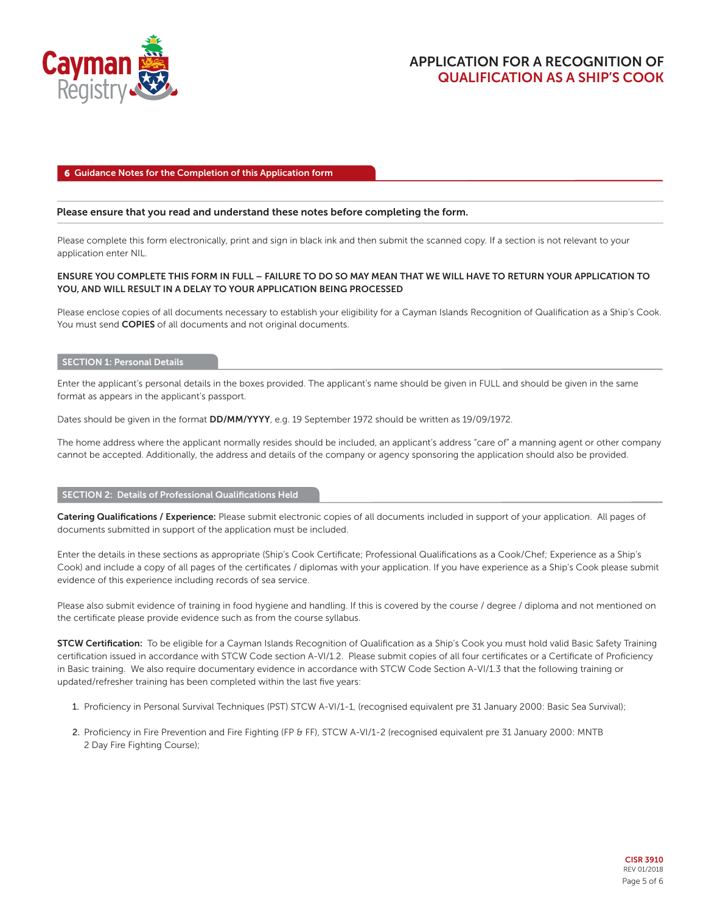## 6 Guidance Notes for the Completion of this Application form

**Please ensure that you read and understand these notes before completing the form.**

Please complete this form electronically, print and sign in black ink and then submit the scanned copy. If a section is not relevant to your application enter NIL.

**ENSURE YOU COMPLETE THIS FORM IN FULL – FAILURE TO DO SO MAY MEAN THAT WE WILL HAVE TO RETURN YOUR APPLICATION TO YOU, AND WILL RESULT IN A DELAY TO YOUR APPLICATION BEING PROCESSED**

Please enclose copies of all documents necessary to establish your eligibility for a Cayman Islands Recognition of Qualification as a Ship's Cook. You must send **COPIES** of all documents and not original documents.

### SECTION 1: Personal Details

Enter the applicant's personal details in the boxes provided. The applicant's name should be given in FULL and should be given in the same format as appears in the applicant's passport.

Dates should be given in the format **DD/MM/YYYY**, e.g. 19 September 1972 should be written as 19/09/1972.

The home address where the applicant normally resides should be included, an applicant's address "care of" a manning agent or other company cannot be accepted. Additionally, the address and details of the company or agency sponsoring the application should also be provided.

### SECTION 2: Details of Professional Qualifications Held

**Catering Qualifications / Experience:** Please submit electronic copies of all documents included in support of your application. All pages of documents submitted in support of the application must be included.

Enter the details in these sections as appropriate (Ship's Cook Certificate; Professional Qualifications as a Cook/Chef; Experience as a Ship's Cook) and include a copy of all pages of the certificates / diplomas with your application. If you have experience as a Ship's Cook please submit evidence of this experience including records of sea service.

Please also submit evidence of training in food hygiene and handling. If this is covered by the course / degree / diploma and not mentioned on the certificate please provide evidence such as from the course syllabus.

**STCW Certification:** To be eligible for a Cayman Islands Recognition of Qualification as a Ship's Cook you must hold valid Basic Safety Training certification issued in accordance with STCW Code section A-VI/1.2. Please submit copies of all four certificates or a Certificate of Proficiency in Basic training. We also require documentary evidence in accordance with STCW Code Section A-VI/1.3 that the following training or updated/refresher training has been completed within the last five years:

1. Proficiency in Personal Survival Techniques (PST) STCW A-VI/1-1, (recognised equivalent pre 31 January 2000: Basic Sea Survival);
2. Proficiency in Fire Prevention and Fire Fighting (FP & FF), STCW A-VI/1-2 (recognised equivalent pre 31 January 2000: MNTB 2 Day Fire Fighting Course);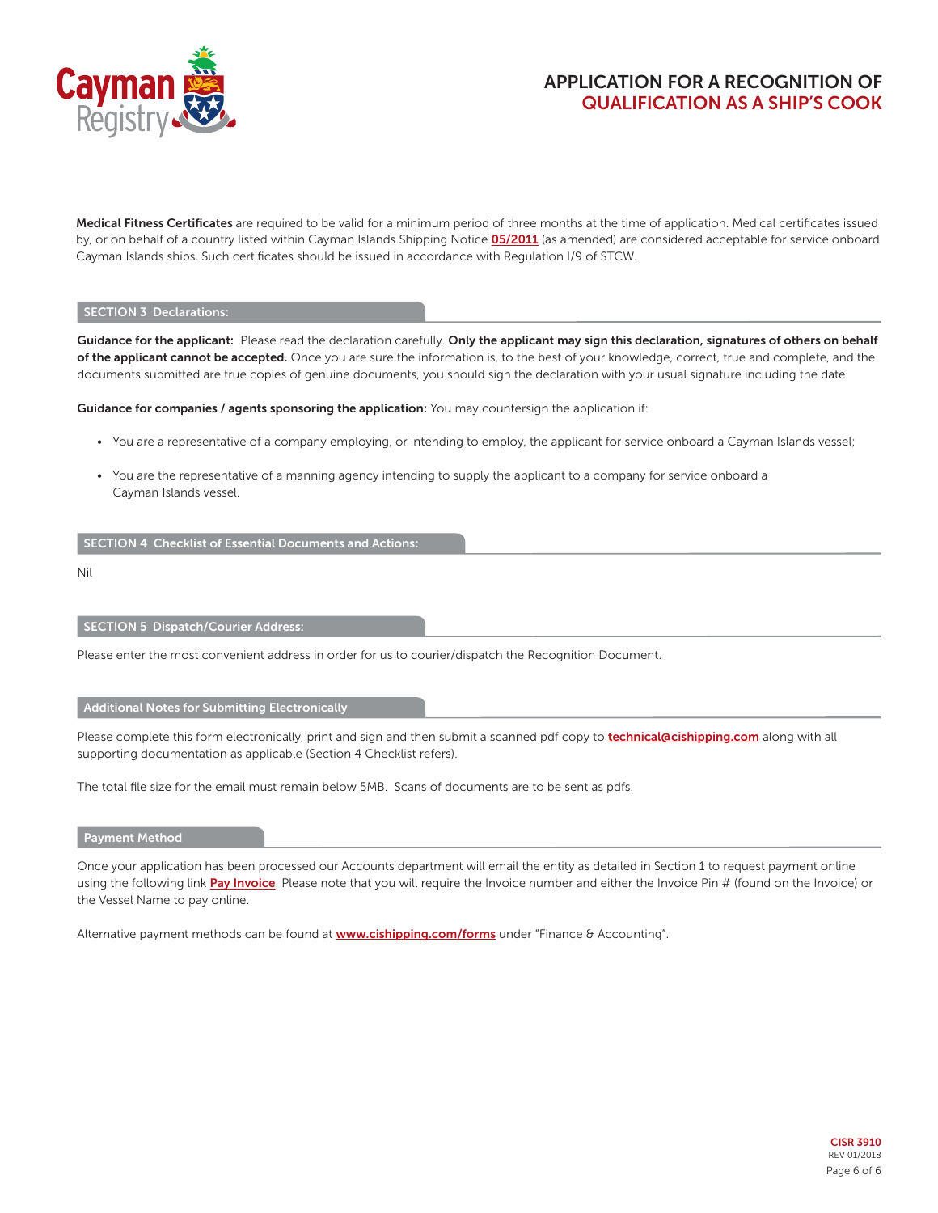# APPLICATION FOR A RECOGNITION OF QUALIFICATION AS A SHIP'S COOK

**Medical Fitness Certificates** are required to be valid for a minimum period of three months at the time of application. Medical certificates issued by, or on behalf of a country listed within Cayman Islands Shipping Notice **05/2011** (as amended) are considered acceptable for service onboard Cayman Islands ships. Such certificates should be issued in accordance with Regulation I/9 of STCW.

## SECTION 3 Declarations:

**Guidance for the applicant:** Please read the declaration carefully. **Only the applicant may sign this declaration, signatures of others on behalf of the applicant cannot be accepted.** Once you are sure the information is, to the best of your knowledge, correct, true and complete, and the documents submitted are true copies of genuine documents, you should sign the declaration with your usual signature including the date.

**Guidance for companies / agents sponsoring the application:** You may countersign the application if:

- You are a representative of a company employing, or intending to employ, the applicant for service onboard a Cayman Islands vessel;
- You are the representative of a manning agency intending to supply the applicant to a company for service onboard a Cayman Islands vessel.

## SECTION 4 Checklist of Essential Documents and Actions:

Nil

## SECTION 5 Dispatch/Courier Address:

Please enter the most convenient address in order for us to courier/dispatch the Recognition Document.

## Additional Notes for Submitting Electronically

Please complete this form electronically, print and sign and then submit a scanned pdf copy to **technical@cishipping.com** along with all supporting documentation as applicable (Section 4 Checklist refers).

The total file size for the email must remain below 5MB. Scans of documents are to be sent as pdfs.

## Payment Method

Once your application has been processed our Accounts department will email the entity as detailed in Section 1 to request payment online using the following link **Pay Invoice**. Please note that you will require the Invoice number and either the Invoice Pin # (found on the Invoice) or the Vessel Name to pay online.

Alternative payment methods can be found at **www.cishipping.com/forms** under "Finance & Accounting".

CISR 3910
REV 01/2018